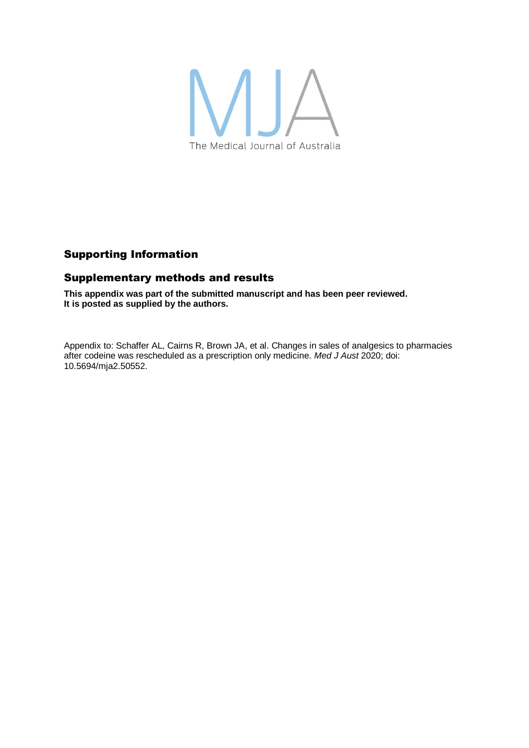MJA

The Medical Journal of Australia

## Supporting Information

## Supplementary methods and results

**This appendix was part of the submitted manuscript and has been peer reviewed. It is posted as supplied by the authors.**

Appendix to: Schaffer AL, Cairns R, Brown JA, et al. Changes in sales of analgesics to pharmacies after codeine was rescheduled as a prescription only medicine. *Med J Aust* 2020; doi: 10.5694/mja2.50552.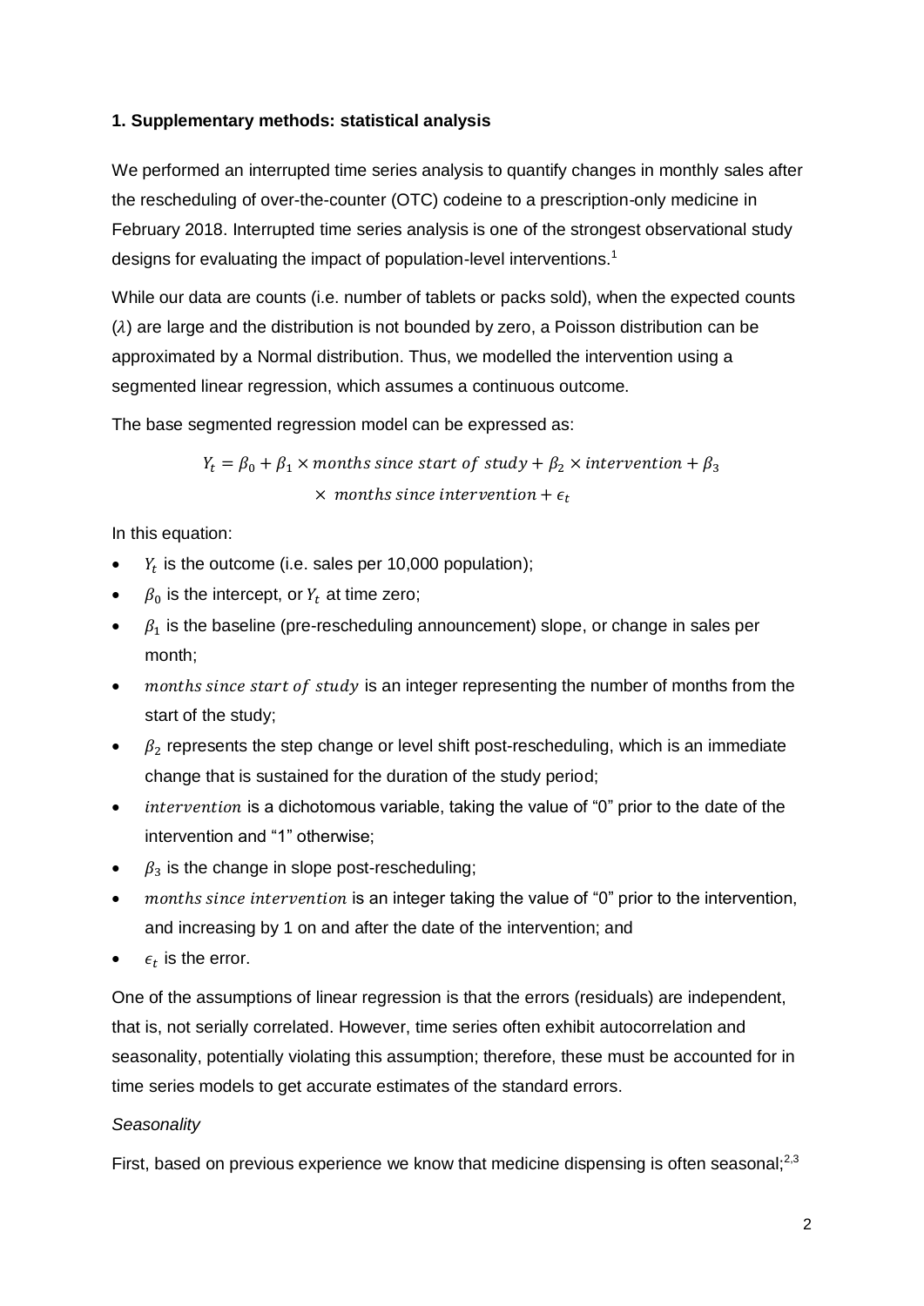## 1. Supplementary methods: statistical analysis

We performed an interrupted time series analysis to quantify changes in monthly sales after the rescheduling of over-the-counter (OTC) codeine to a prescription-only medicine in February 2018. Interrupted time series analysis is one of the strongest observational study designs for evaluating the impact of population-level interventions.[1]

While our data are counts (i.e. number of tablets or packs sold), when the expected counts ($\lambda$) are large and the distribution is not bounded by zero, a Poisson distribution can be approximated by a Normal distribution. Thus, we modelled the intervention using a segmented linear regression, which assumes a continuous outcome.

The base segmented regression model can be expressed as:

$$Y_t = \beta_0 + \beta_1 \times months\ since\ start\ of\ study + \beta_2 \times intervention + \beta_3 \times\ months\ since\ intervention + \epsilon_t$$

In this equation:

- $Y_t$ is the outcome (i.e. sales per 10,000 population);
- $\beta_0$ is the intercept, or $Y_t$ at time zero;
- $\beta_1$ is the baseline (pre-rescheduling announcement) slope, or change in sales per month;
- $months\ since\ start\ of\ study$ is an integer representing the number of months from the start of the study;
- $\beta_2$ represents the step change or level shift post-rescheduling, which is an immediate change that is sustained for the duration of the study period;
- $intervention$ is a dichotomous variable, taking the value of "0" prior to the date of the intervention and "1" otherwise;
- $\beta_3$ is the change in slope post-rescheduling;
- $months\ since\ intervention$ is an integer taking the value of "0" prior to the intervention, and increasing by 1 on and after the date of the intervention; and
- $\epsilon_t$ is the error.

One of the assumptions of linear regression is that the errors (residuals) are independent, that is, not serially correlated. However, time series often exhibit autocorrelation and seasonality, potentially violating this assumption; therefore, these must be accounted for in time series models to get accurate estimates of the standard errors.

*Seasonality*

First, based on previous experience we know that medicine dispensing is often seasonal;[2,3]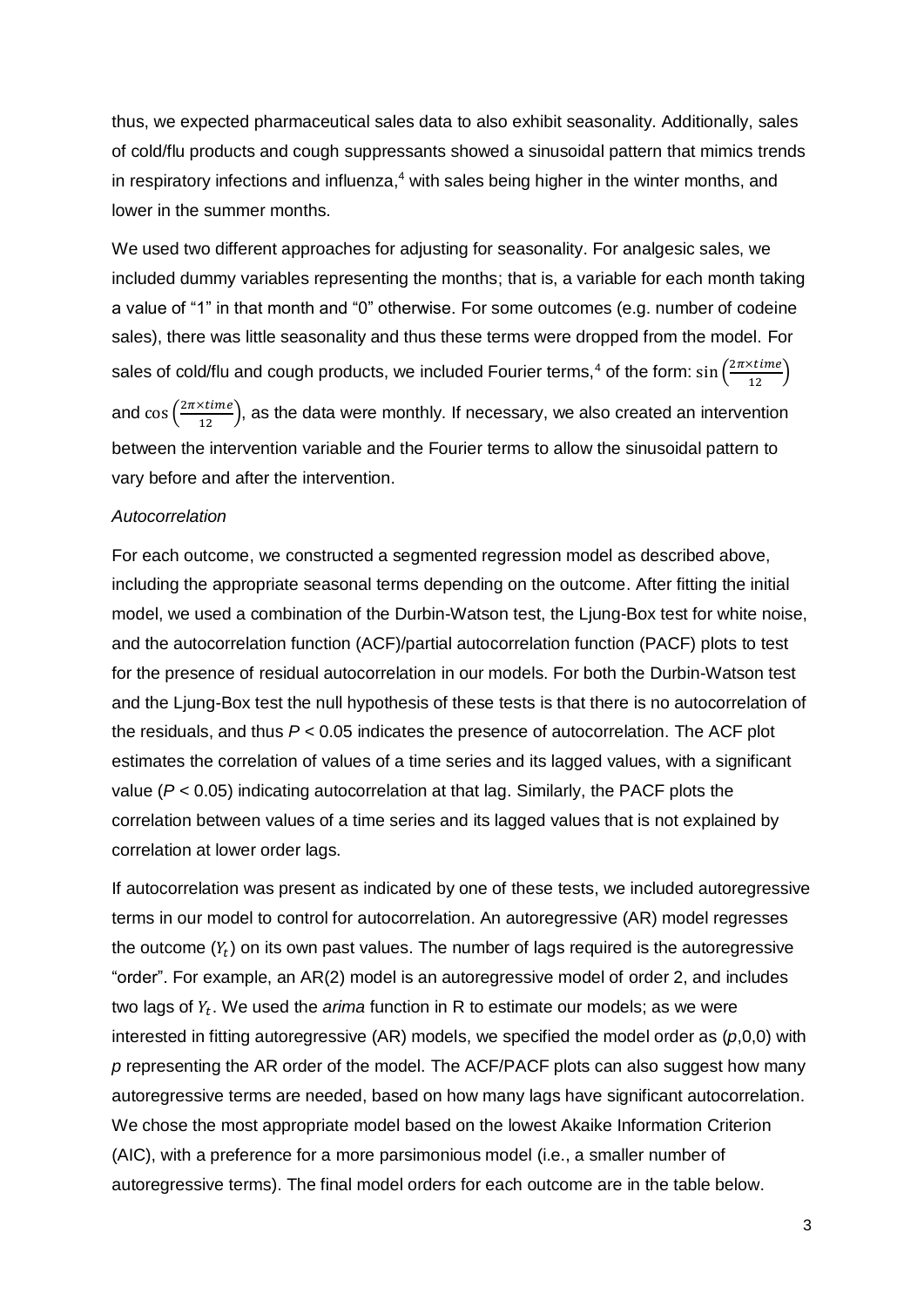thus, we expected pharmaceutical sales data to also exhibit seasonality. Additionally, sales of cold/flu products and cough suppressants showed a sinusoidal pattern that mimics trends in respiratory infections and influenza,[4] with sales being higher in the winter months, and lower in the summer months.

We used two different approaches for adjusting for seasonality. For analgesic sales, we included dummy variables representing the months; that is, a variable for each month taking a value of "1" in that month and "0" otherwise. For some outcomes (e.g. number of codeine sales), there was little seasonality and thus these terms were dropped from the model. For sales of cold/flu and cough products, we included Fourier terms,[4] of the form: $\sin\left(\frac{2\pi \times time}{12}\right)$ and $\cos\left(\frac{2\pi \times time}{12}\right)$, as the data were monthly. If necessary, we also created an intervention between the intervention variable and the Fourier terms to allow the sinusoidal pattern to vary before and after the intervention.

*Autocorrelation*

For each outcome, we constructed a segmented regression model as described above, including the appropriate seasonal terms depending on the outcome. After fitting the initial model, we used a combination of the Durbin-Watson test, the Ljung-Box test for white noise, and the autocorrelation function (ACF)/partial autocorrelation function (PACF) plots to test for the presence of residual autocorrelation in our models. For both the Durbin-Watson test and the Ljung-Box test the null hypothesis of these tests is that there is no autocorrelation of the residuals, and thus $P < 0.05$ indicates the presence of autocorrelation. The ACF plot estimates the correlation of values of a time series and its lagged values, with a significant value ($P < 0.05$) indicating autocorrelation at that lag. Similarly, the PACF plots the correlation between values of a time series and its lagged values that is not explained by correlation at lower order lags.

If autocorrelation was present as indicated by one of these tests, we included autoregressive terms in our model to control for autocorrelation. An autoregressive (AR) model regresses the outcome ($Y_t$) on its own past values. The number of lags required is the autoregressive "order". For example, an AR(2) model is an autoregressive model of order 2, and includes two lags of $Y_t$. We used the *arima* function in R to estimate our models; as we were interested in fitting autoregressive (AR) models, we specified the model order as (*p*,0,0) with *p* representing the AR order of the model. The ACF/PACF plots can also suggest how many autoregressive terms are needed, based on how many lags have significant autocorrelation. We chose the most appropriate model based on the lowest Akaike Information Criterion (AIC), with a preference for a more parsimonious model (i.e., a smaller number of autoregressive terms). The final model orders for each outcome are in the table below.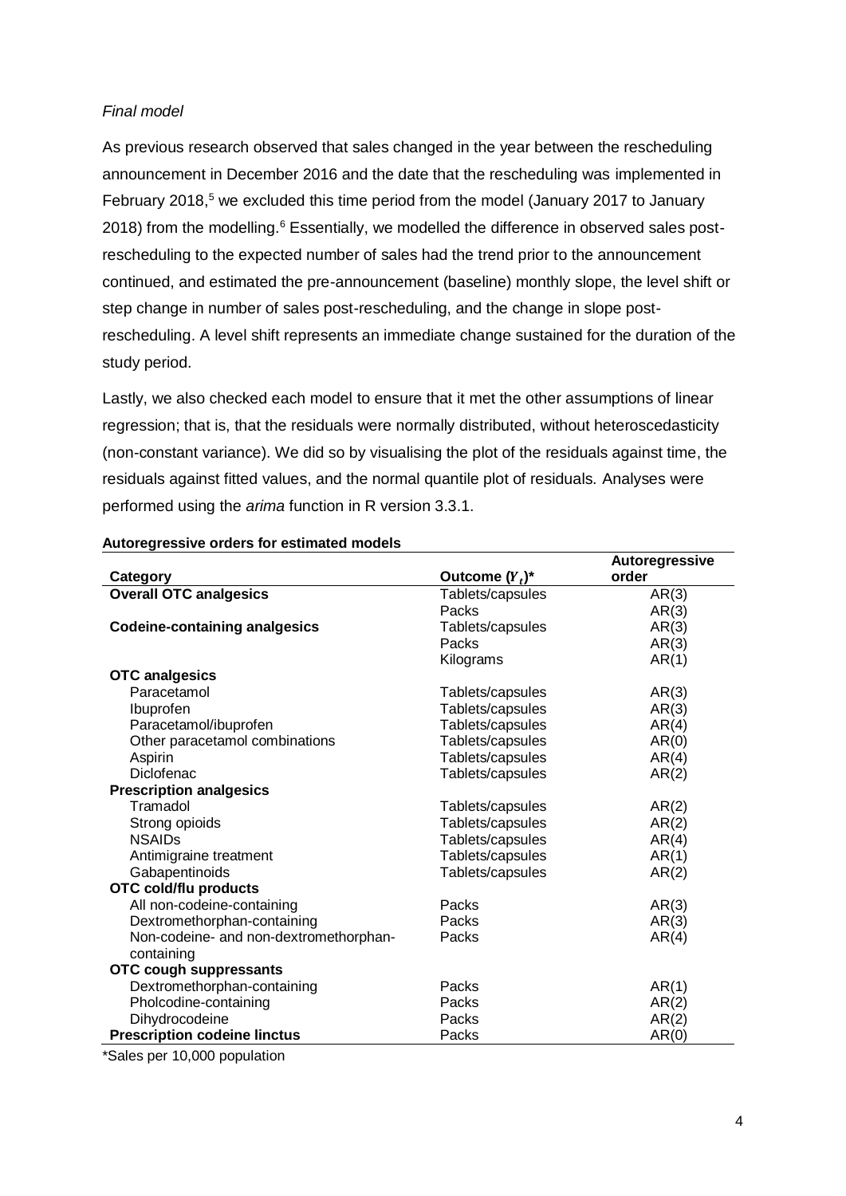*Final model*

As previous research observed that sales changed in the year between the rescheduling announcement in December 2016 and the date that the rescheduling was implemented in February 2018,[5] we excluded this time period from the model (January 2017 to January 2018) from the modelling.[6] Essentially, we modelled the difference in observed sales post-rescheduling to the expected number of sales had the trend prior to the announcement continued, and estimated the pre-announcement (baseline) monthly slope, the level shift or step change in number of sales post-rescheduling, and the change in slope post-rescheduling. A level shift represents an immediate change sustained for the duration of the study period.

Lastly, we also checked each model to ensure that it met the other assumptions of linear regression; that is, that the residuals were normally distributed, without heteroscedasticity (non-constant variance). We did so by visualising the plot of the residuals against time, the residuals against fitted values, and the normal quantile plot of residuals. Analyses were performed using the *arima* function in R version 3.3.1.

**Autoregressive orders for estimated models**

| Category | Outcome ($Y_t$)* | Autoregressive order |
|---|---|---|
| **Overall OTC analgesics** | Tablets/capsules | AR(3) |
| | Packs | AR(3) |
| **Codeine-containing analgesics** | Tablets/capsules | AR(3) |
| | Packs | AR(3) |
| | Kilograms | AR(1) |
| **OTC analgesics** | | |
| Paracetamol | Tablets/capsules | AR(3) |
| Ibuprofen | Tablets/capsules | AR(3) |
| Paracetamol/ibuprofen | Tablets/capsules | AR(4) |
| Other paracetamol combinations | Tablets/capsules | AR(0) |
| Aspirin | Tablets/capsules | AR(4) |
| Diclofenac | Tablets/capsules | AR(2) |
| **Prescription analgesics** | | |
| Tramadol | Tablets/capsules | AR(2) |
| Strong opioids | Tablets/capsules | AR(2) |
| NSAIDs | Tablets/capsules | AR(4) |
| Antimigraine treatment | Tablets/capsules | AR(1) |
| Gabapentinoids | Tablets/capsules | AR(2) |
| **OTC cold/flu products** | | |
| All non-codeine-containing | Packs | AR(3) |
| Dextromethorphan-containing | Packs | AR(3) |
| Non-codeine- and non-dextromethorphan-containing | Packs | AR(4) |
| **OTC cough suppressants** | | |
| Dextromethorphan-containing | Packs | AR(1) |
| Pholcodine-containing | Packs | AR(2) |
| Dihydrocodeine | Packs | AR(2) |
| **Prescription codeine linctus** | Packs | AR(0) |

*Sales per 10,000 population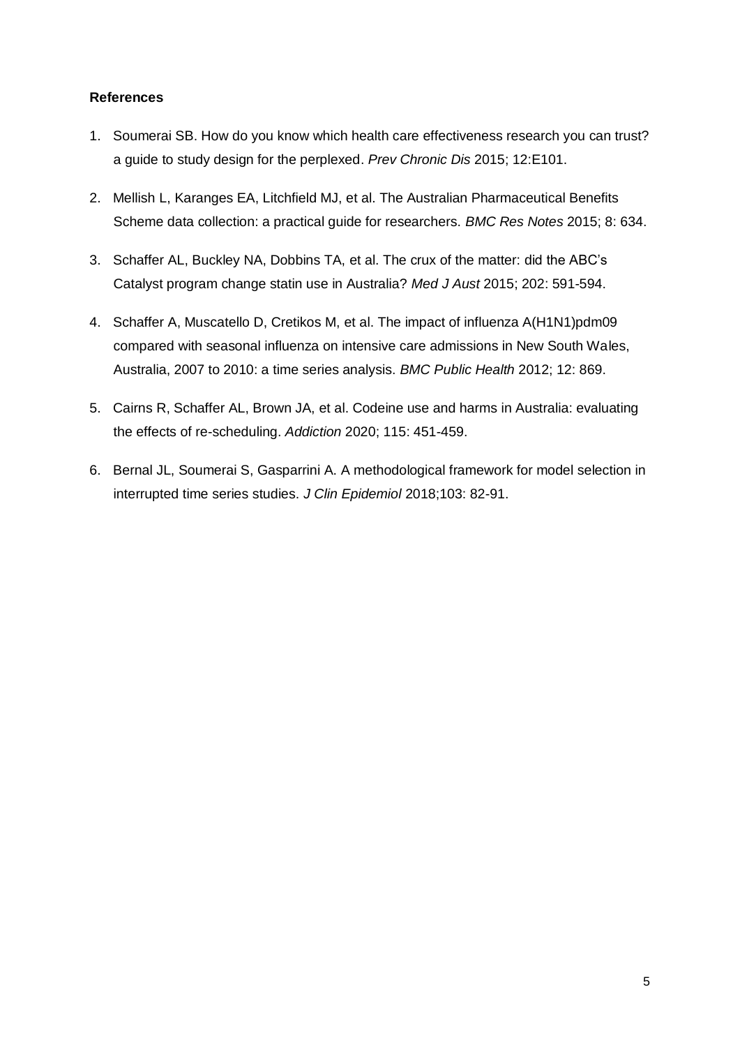**References**

1. Soumerai SB. How do you know which health care effectiveness research you can trust? a guide to study design for the perplexed. *Prev Chronic Dis* 2015; 12:E101.

2. Mellish L, Karanges EA, Litchfield MJ, et al. The Australian Pharmaceutical Benefits Scheme data collection: a practical guide for researchers. *BMC Res Notes* 2015; 8: 634.

3. Schaffer AL, Buckley NA, Dobbins TA, et al. The crux of the matter: did the ABC's Catalyst program change statin use in Australia? *Med J Aust* 2015; 202: 591-594.

4. Schaffer A, Muscatello D, Cretikos M, et al. The impact of influenza A(H1N1)pdm09 compared with seasonal influenza on intensive care admissions in New South Wales, Australia, 2007 to 2010: a time series analysis. *BMC Public Health* 2012; 12: 869.

5. Cairns R, Schaffer AL, Brown JA, et al. Codeine use and harms in Australia: evaluating the effects of re-scheduling. *Addiction* 2020; 115: 451-459.

6. Bernal JL, Soumerai S, Gasparrini A. A methodological framework for model selection in interrupted time series studies. *J Clin Epidemiol* 2018;103: 82-91.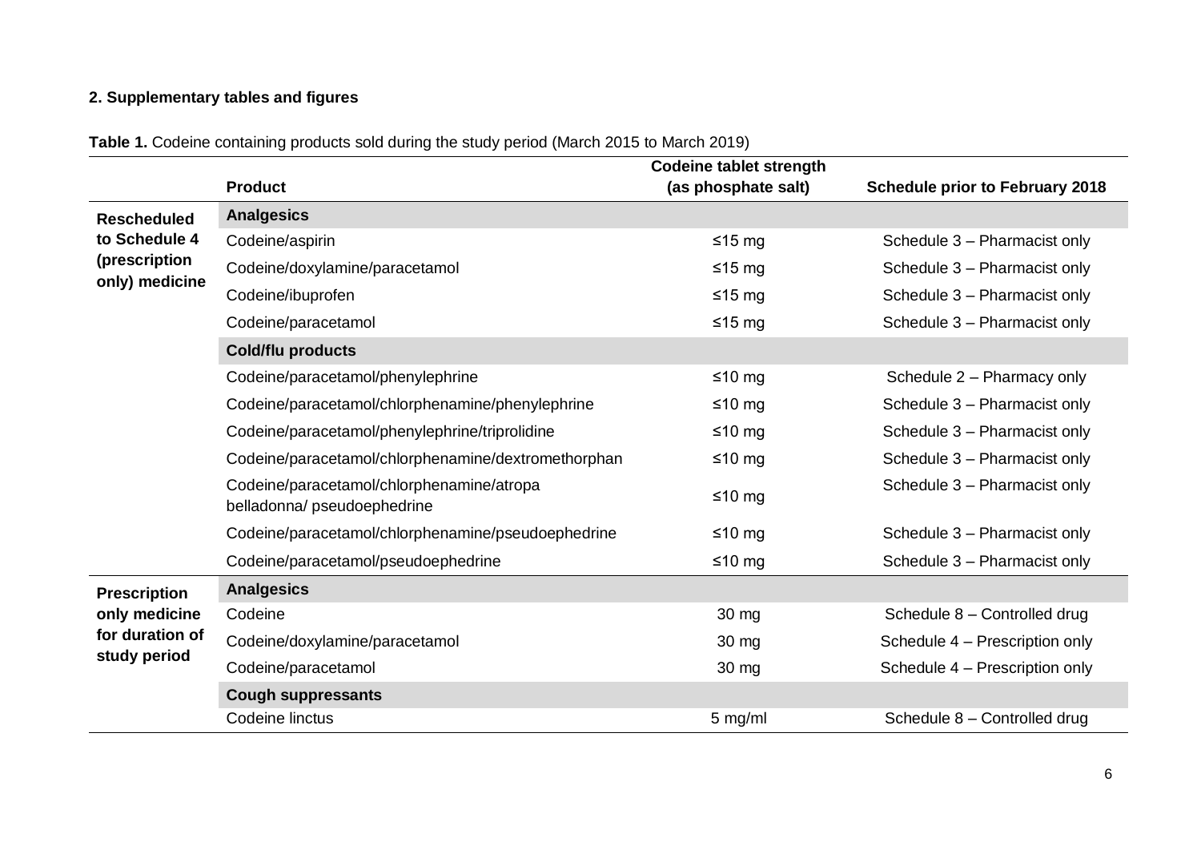## 2. Supplementary tables and figures

**Table 1.** Codeine containing products sold during the study period (March 2015 to March 2019)

| | Product | Codeine tablet strength (as phosphate salt) | Schedule prior to February 2018 |
|---|---|---|---|
| **Rescheduled to Schedule 4 (prescription only) medicine** | **Analgesics** | | |
| | Codeine/aspirin | ≤15 mg | Schedule 3 – Pharmacist only |
| | Codeine/doxylamine/paracetamol | ≤15 mg | Schedule 3 – Pharmacist only |
| | Codeine/ibuprofen | ≤15 mg | Schedule 3 – Pharmacist only |
| | Codeine/paracetamol | ≤15 mg | Schedule 3 – Pharmacist only |
| | **Cold/flu products** | | |
| | Codeine/paracetamol/phenylephrine | ≤10 mg | Schedule 2 – Pharmacy only |
| | Codeine/paracetamol/chlorphenamine/phenylephrine | ≤10 mg | Schedule 3 – Pharmacist only |
| | Codeine/paracetamol/phenylephrine/triprolidine | ≤10 mg | Schedule 3 – Pharmacist only |
| | Codeine/paracetamol/chlorphenamine/dextromethorphan | ≤10 mg | Schedule 3 – Pharmacist only |
| | Codeine/paracetamol/chlorphenamine/atropa belladonna/ pseudoephedrine | ≤10 mg | Schedule 3 – Pharmacist only |
| | Codeine/paracetamol/chlorphenamine/pseudoephedrine | ≤10 mg | Schedule 3 – Pharmacist only |
| | Codeine/paracetamol/pseudoephedrine | ≤10 mg | Schedule 3 – Pharmacist only |
| **Prescription only medicine for duration of study period** | **Analgesics** | | |
| | Codeine | 30 mg | Schedule 8 – Controlled drug |
| | Codeine/doxylamine/paracetamol | 30 mg | Schedule 4 – Prescription only |
| | Codeine/paracetamol | 30 mg | Schedule 4 – Prescription only |
| | **Cough suppressants** | | |
| | Codeine linctus | 5 mg/ml | Schedule 8 – Controlled drug |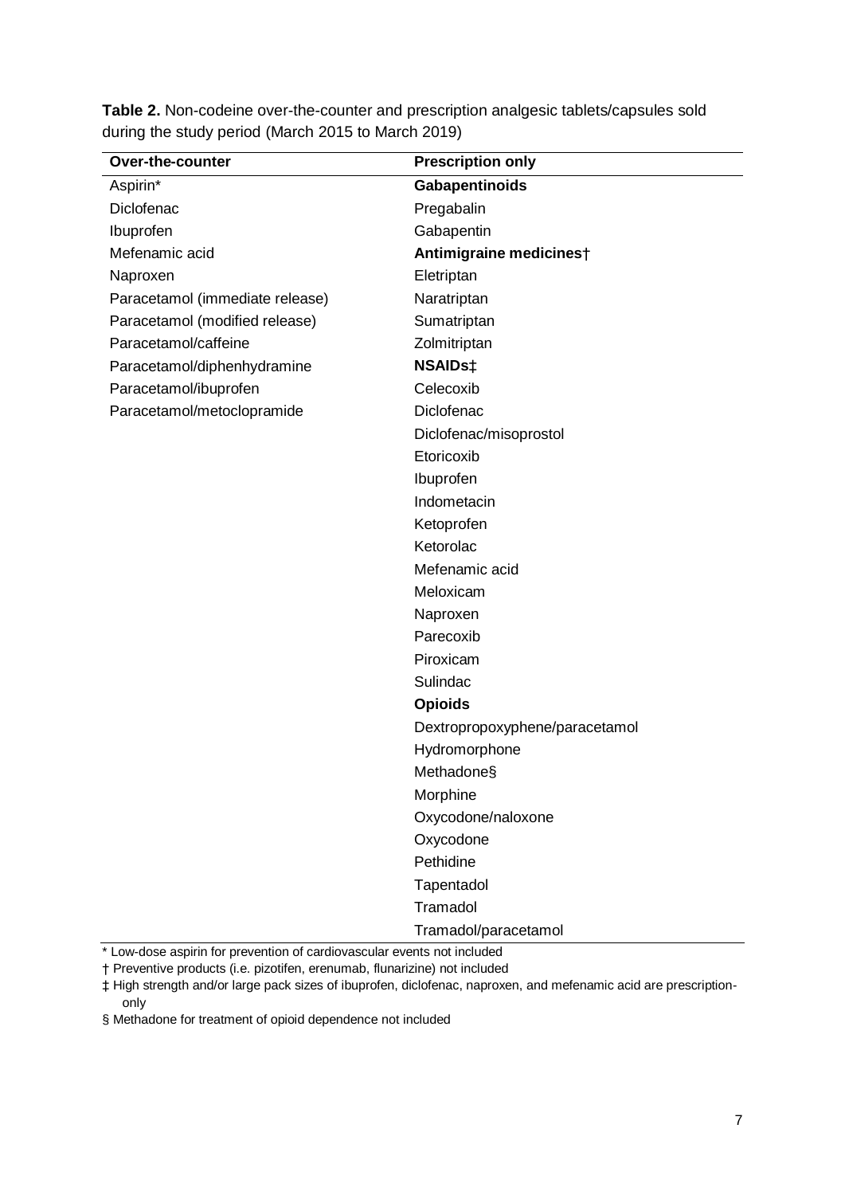**Table 2.** Non-codeine over-the-counter and prescription analgesic tablets/capsules sold during the study period (March 2015 to March 2019)

| Over-the-counter | Prescription only |
|---|---|
| Aspirin* | **Gabapentinoids** |
| Diclofenac | Pregabalin |
| Ibuprofen | Gabapentin |
| Mefenamic acid | **Antimigraine medicines†** |
| Naproxen | Eletriptan |
| Paracetamol (immediate release) | Naratriptan |
| Paracetamol (modified release) | Sumatriptan |
| Paracetamol/caffeine | Zolmitriptan |
| Paracetamol/diphenhydramine | **NSAIDs‡** |
| Paracetamol/ibuprofen | Celecoxib |
| Paracetamol/metoclopramide | Diclofenac |
| | Diclofenac/misoprostol |
| | Etoricoxib |
| | Ibuprofen |
| | Indometacin |
| | Ketoprofen |
| | Ketorolac |
| | Mefenamic acid |
| | Meloxicam |
| | Naproxen |
| | Parecoxib |
| | Piroxicam |
| | Sulindac |
| | **Opioids** |
| | Dextropropoxyphene/paracetamol |
| | Hydromorphone |
| | Methadone§ |
| | Morphine |
| | Oxycodone/naloxone |
| | Oxycodone |
| | Pethidine |
| | Tapentadol |
| | Tramadol |
| | Tramadol/paracetamol |

* Low-dose aspirin for prevention of cardiovascular events not included

† Preventive products (i.e. pizotifen, erenumab, flunarizine) not included

‡ High strength and/or large pack sizes of ibuprofen, diclofenac, naproxen, and mefenamic acid are prescription-only

§ Methadone for treatment of opioid dependence not included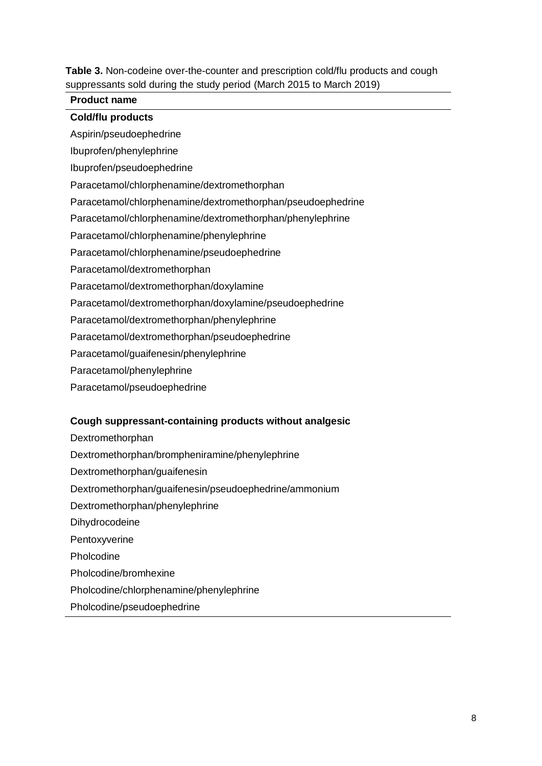**Table 3.** Non-codeine over-the-counter and prescription cold/flu products and cough suppressants sold during the study period (March 2015 to March 2019)

| Product name |
|---|
| **Cold/flu products** |
| Aspirin/pseudoephedrine |
| Ibuprofen/phenylephrine |
| Ibuprofen/pseudoephedrine |
| Paracetamol/chlorphenamine/dextromethorphan |
| Paracetamol/chlorphenamine/dextromethorphan/pseudoephedrine |
| Paracetamol/chlorphenamine/dextromethorphan/phenylephrine |
| Paracetamol/chlorphenamine/phenylephrine |
| Paracetamol/chlorphenamine/pseudoephedrine |
| Paracetamol/dextromethorphan |
| Paracetamol/dextromethorphan/doxylamine |
| Paracetamol/dextromethorphan/doxylamine/pseudoephedrine |
| Paracetamol/dextromethorphan/phenylephrine |
| Paracetamol/dextromethorphan/pseudoephedrine |
| Paracetamol/guaifenesin/phenylephrine |
| Paracetamol/phenylephrine |
| Paracetamol/pseudoephedrine |
| |
| **Cough suppressant-containing products without analgesic** |
| Dextromethorphan |
| Dextromethorphan/brompheniramine/phenylephrine |
| Dextromethorphan/guaifenesin |
| Dextromethorphan/guaifenesin/pseudoephedrine/ammonium |
| Dextromethorphan/phenylephrine |
| Dihydrocodeine |
| Pentoxyverine |
| Pholcodine |
| Pholcodine/bromhexine |
| Pholcodine/chlorphenamine/phenylephrine |
| Pholcodine/pseudoephedrine |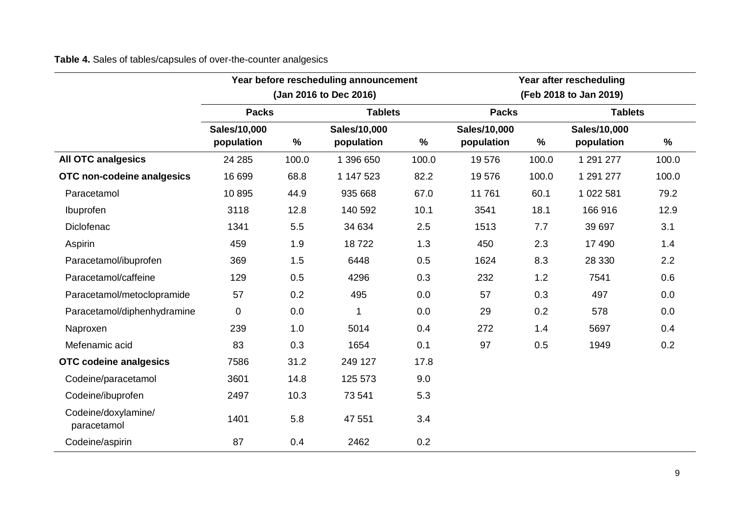**Table 4.** Sales of tables/capsules of over-the-counter analgesics

| | Year before rescheduling announcement (Jan 2016 to Dec 2016) | | | | Year after rescheduling (Feb 2018 to Jan 2019) | | | |
|---|---|---|---|---|---|---|---|---|
| | Packs | | Tablets | | Packs | | Tablets | |
| | Sales/10,000 population | % | Sales/10,000 population | % | Sales/10,000 population | % | Sales/10,000 population | % |
| **All OTC analgesics** | 24 285 | 100.0 | 1 396 650 | 100.0 | 19 576 | 100.0 | 1 291 277 | 100.0 |
| **OTC non-codeine analgesics** | 16 699 | 68.8 | 1 147 523 | 82.2 | 19 576 | 100.0 | 1 291 277 | 100.0 |
| Paracetamol | 10 895 | 44.9 | 935 668 | 67.0 | 11 761 | 60.1 | 1 022 581 | 79.2 |
| Ibuprofen | 3118 | 12.8 | 140 592 | 10.1 | 3541 | 18.1 | 166 916 | 12.9 |
| Diclofenac | 1341 | 5.5 | 34 634 | 2.5 | 1513 | 7.7 | 39 697 | 3.1 |
| Aspirin | 459 | 1.9 | 18 722 | 1.3 | 450 | 2.3 | 17 490 | 1.4 |
| Paracetamol/ibuprofen | 369 | 1.5 | 6448 | 0.5 | 1624 | 8.3 | 28 330 | 2.2 |
| Paracetamol/caffeine | 129 | 0.5 | 4296 | 0.3 | 232 | 1.2 | 7541 | 0.6 |
| Paracetamol/metoclopramide | 57 | 0.2 | 495 | 0.0 | 57 | 0.3 | 497 | 0.0 |
| Paracetamol/diphenhydramine | 0 | 0.0 | 1 | 0.0 | 29 | 0.2 | 578 | 0.0 |
| Naproxen | 239 | 1.0 | 5014 | 0.4 | 272 | 1.4 | 5697 | 0.4 |
| Mefenamic acid | 83 | 0.3 | 1654 | 0.1 | 97 | 0.5 | 1949 | 0.2 |
| **OTC codeine analgesics** | 7586 | 31.2 | 249 127 | 17.8 | | | | |
| Codeine/paracetamol | 3601 | 14.8 | 125 573 | 9.0 | | | | |
| Codeine/ibuprofen | 2497 | 10.3 | 73 541 | 5.3 | | | | |
| Codeine/doxylamine/ paracetamol | 1401 | 5.8 | 47 551 | 3.4 | | | | |
| Codeine/aspirin | 87 | 0.4 | 2462 | 0.2 | | | | |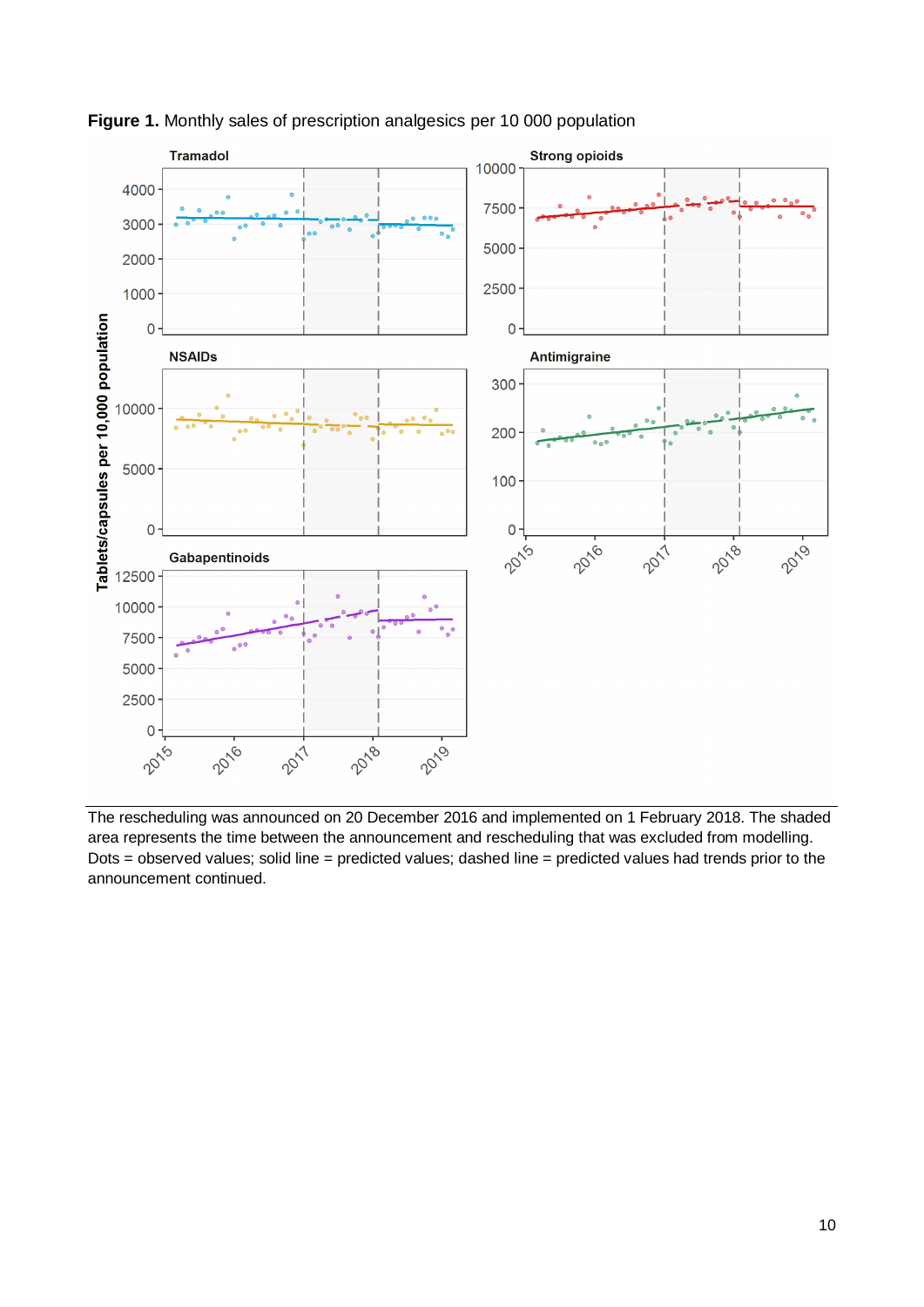**Figure 1.** Monthly sales of prescription analgesics per 10 000 population

The rescheduling was announced on 20 December 2016 and implemented on 1 February 2018. The shaded area represents the time between the announcement and rescheduling that was excluded from modelling. Dots = observed values; solid line = predicted values; dashed line = predicted values had trends prior to the announcement continued.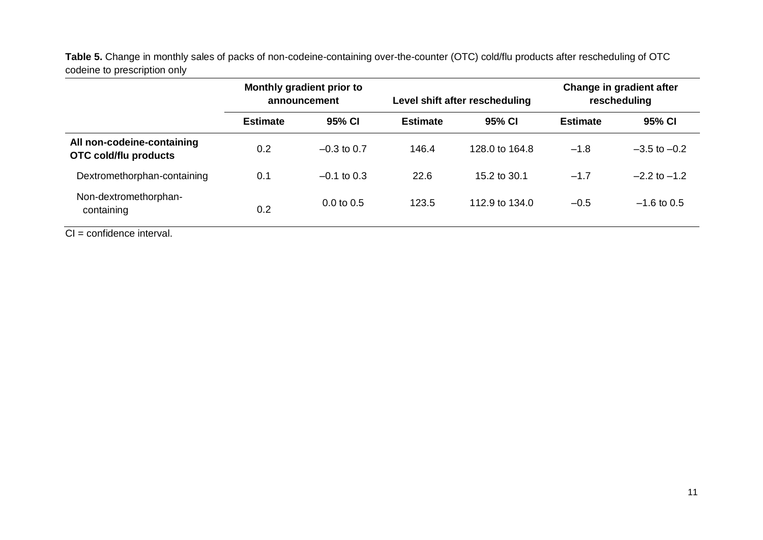**Table 5.** Change in monthly sales of packs of non-codeine-containing over-the-counter (OTC) cold/flu products after rescheduling of OTC codeine to prescription only

| | Monthly gradient prior to announcement | | Level shift after rescheduling | | Change in gradient after rescheduling | |
|---|---|---|---|---|---|---|
| | **Estimate** | **95% CI** | **Estimate** | **95% CI** | **Estimate** | **95% CI** |
| **All non-codeine-containing OTC cold/flu products** | 0.2 | –0.3 to 0.7 | 146.4 | 128.0 to 164.8 | –1.8 | –3.5 to –0.2 |
| Dextromethorphan-containing | 0.1 | –0.1 to 0.3 | 22.6 | 15.2 to 30.1 | –1.7 | –2.2 to –1.2 |
| Non-dextromethorphan-containing | 0.2 | 0.0 to 0.5 | 123.5 | 112.9 to 134.0 | –0.5 | –1.6 to 0.5 |

CI = confidence interval.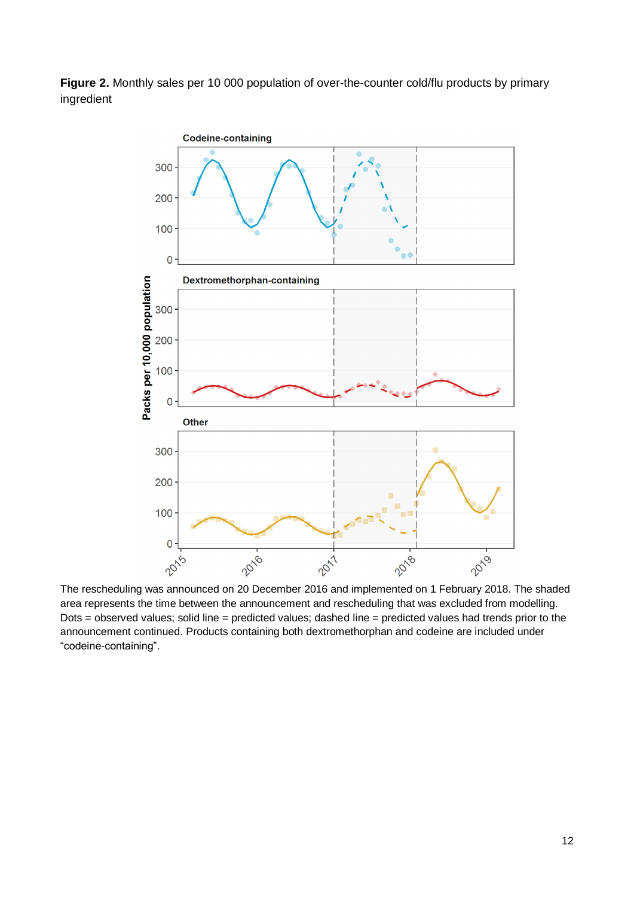**Figure 2.** Monthly sales per 10 000 population of over-the-counter cold/flu products by primary ingredient

The rescheduling was announced on 20 December 2016 and implemented on 1 February 2018. The shaded area represents the time between the announcement and rescheduling that was excluded from modelling. Dots = observed values; solid line = predicted values; dashed line = predicted values had trends prior to the announcement continued. Products containing both dextromethorphan and codeine are included under "codeine-containing".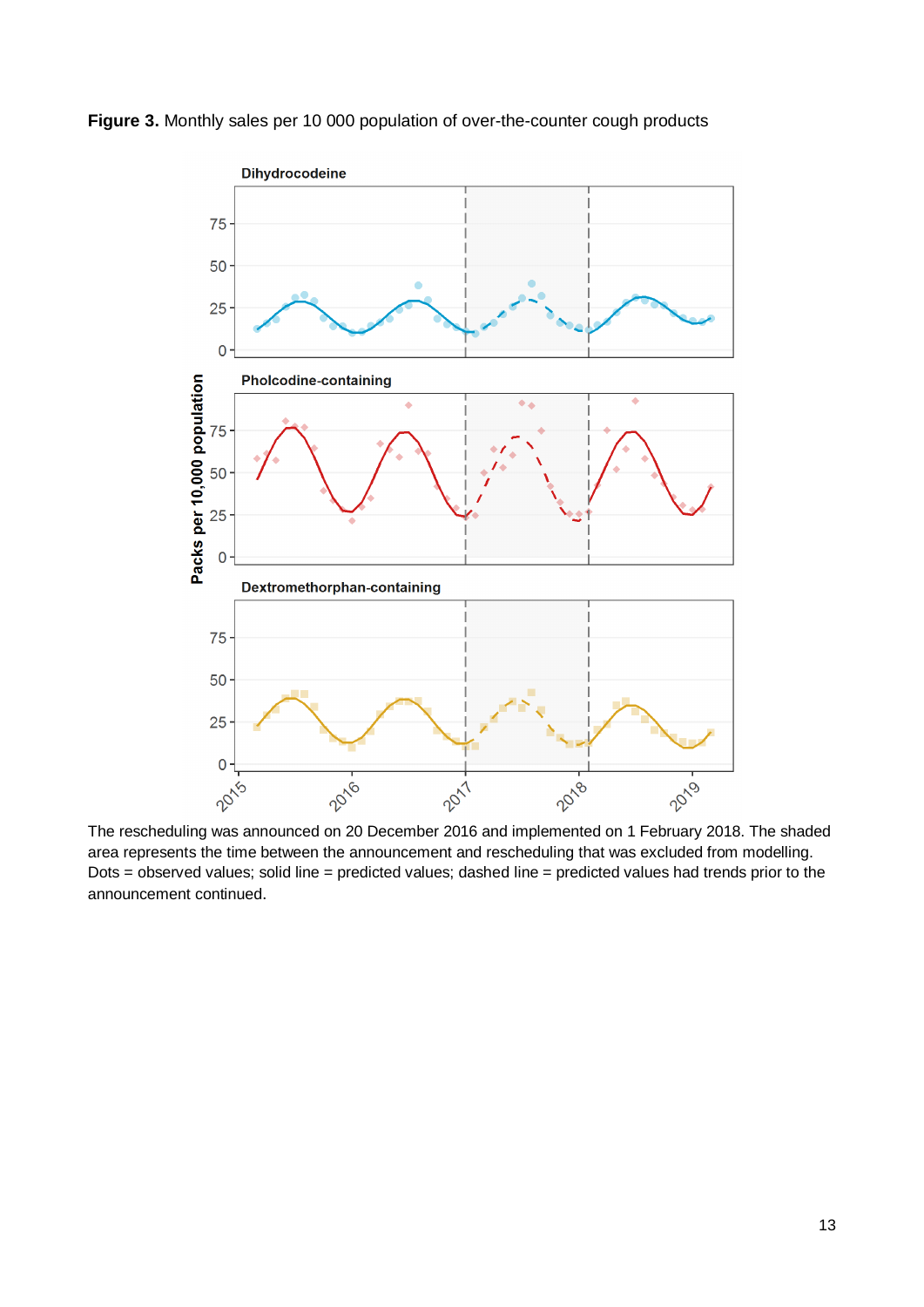**Figure 3.** Monthly sales per 10 000 population of over-the-counter cough products

The rescheduling was announced on 20 December 2016 and implemented on 1 February 2018. The shaded area represents the time between the announcement and rescheduling that was excluded from modelling. Dots = observed values; solid line = predicted values; dashed line = predicted values had trends prior to the announcement continued.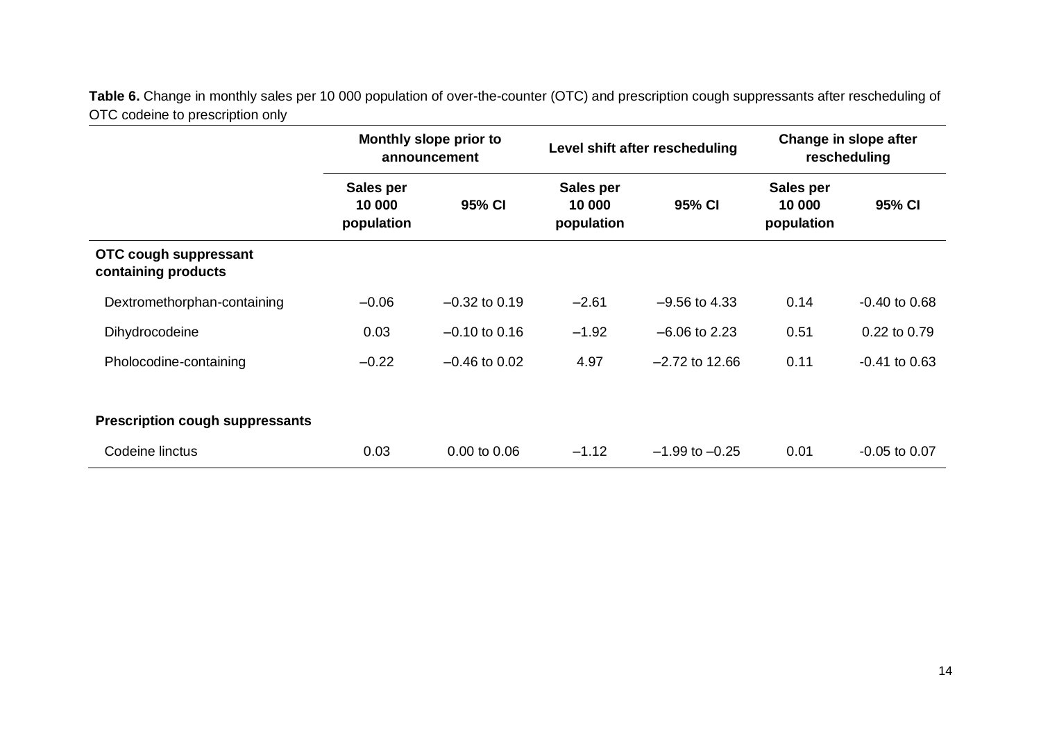**Table 6.** Change in monthly sales per 10 000 population of over-the-counter (OTC) and prescription cough suppressants after rescheduling of OTC codeine to prescription only

| | Monthly slope prior to announcement | | Level shift after rescheduling | | Change in slope after rescheduling | |
|---|---|---|---|---|---|---|
| | Sales per 10 000 population | 95% CI | Sales per 10 000 population | 95% CI | Sales per 10 000 population | 95% CI |
| **OTC cough suppressant containing products** | | | | | | |
| Dextromethorphan-containing | –0.06 | –0.32 to 0.19 | –2.61 | –9.56 to 4.33 | 0.14 | -0.40 to 0.68 |
| Dihydrocodeine | 0.03 | –0.10 to 0.16 | –1.92 | –6.06 to 2.23 | 0.51 | 0.22 to 0.79 |
| Pholocodine-containing | –0.22 | –0.46 to 0.02 | 4.97 | –2.72 to 12.66 | 0.11 | -0.41 to 0.63 |
| **Prescription cough suppressants** | | | | | | |
| Codeine linctus | 0.03 | 0.00 to 0.06 | –1.12 | –1.99 to –0.25 | 0.01 | -0.05 to 0.07 |